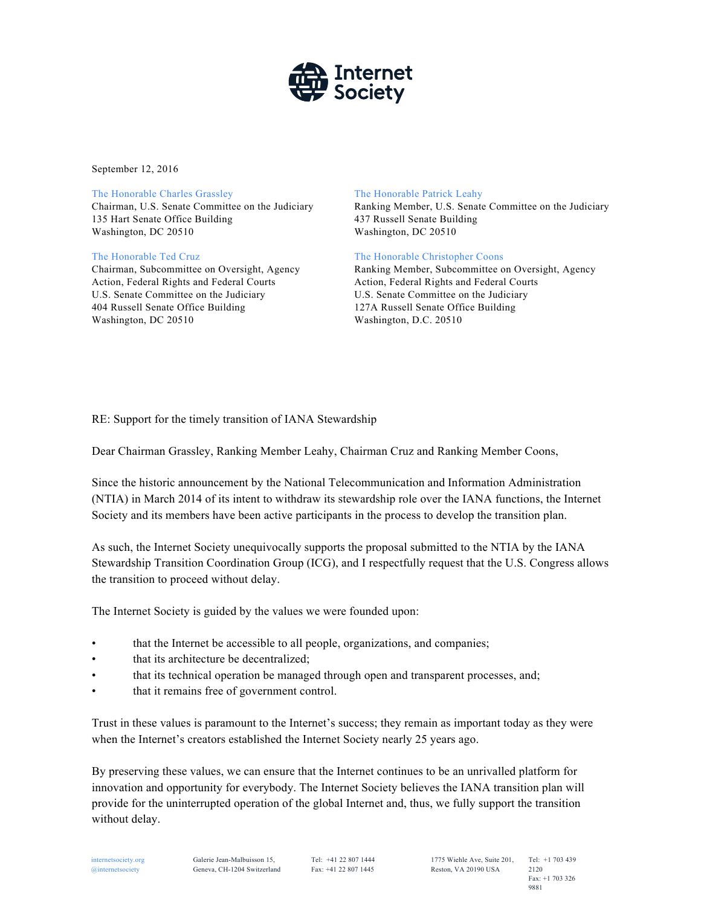Internet Society

September 12, 2016

The Honorable Charles Grassley
Chairman, U.S. Senate Committee on the Judiciary
135 Hart Senate Office Building
Washington, DC 20510

The Honorable Patrick Leahy
Ranking Member, U.S. Senate Committee on the Judiciary
437 Russell Senate Building
Washington, DC 20510

The Honorable Ted Cruz
Chairman, Subcommittee on Oversight, Agency Action, Federal Rights and Federal Courts
U.S. Senate Committee on the Judiciary
404 Russell Senate Office Building
Washington, DC 20510

The Honorable Christopher Coons
Ranking Member, Subcommittee on Oversight, Agency Action, Federal Rights and Federal Courts
U.S. Senate Committee on the Judiciary
127A Russell Senate Office Building
Washington, D.C. 20510

RE: Support for the timely transition of IANA Stewardship

Dear Chairman Grassley, Ranking Member Leahy, Chairman Cruz and Ranking Member Coons,

Since the historic announcement by the National Telecommunication and Information Administration (NTIA) in March 2014 of its intent to withdraw its stewardship role over the IANA functions, the Internet Society and its members have been active participants in the process to develop the transition plan.

As such, the Internet Society unequivocally supports the proposal submitted to the NTIA by the IANA Stewardship Transition Coordination Group (ICG), and I respectfully request that the U.S. Congress allows the transition to proceed without delay.

The Internet Society is guided by the values we were founded upon:

- that the Internet be accessible to all people, organizations, and companies;
- that its architecture be decentralized;
- that its technical operation be managed through open and transparent processes, and;
- that it remains free of government control.

Trust in these values is paramount to the Internet's success; they remain as important today as they were when the Internet's creators established the Internet Society nearly 25 years ago.

By preserving these values, we can ensure that the Internet continues to be an unrivalled platform for innovation and opportunity for everybody. The Internet Society believes the IANA transition plan will provide for the uninterrupted operation of the global Internet and, thus, we fully support the transition without delay.

internetsociety.org
@internetsociety

Galerie Jean-Malbuisson 15,
Geneva, CH-1204 Switzerland

Tel: +41 22 807 1444
Fax: +41 22 807 1445

1775 Wiehle Ave, Suite 201,
Reston, VA 20190 USA

Tel: +1 703 439 2120
Fax: +1 703 326 9881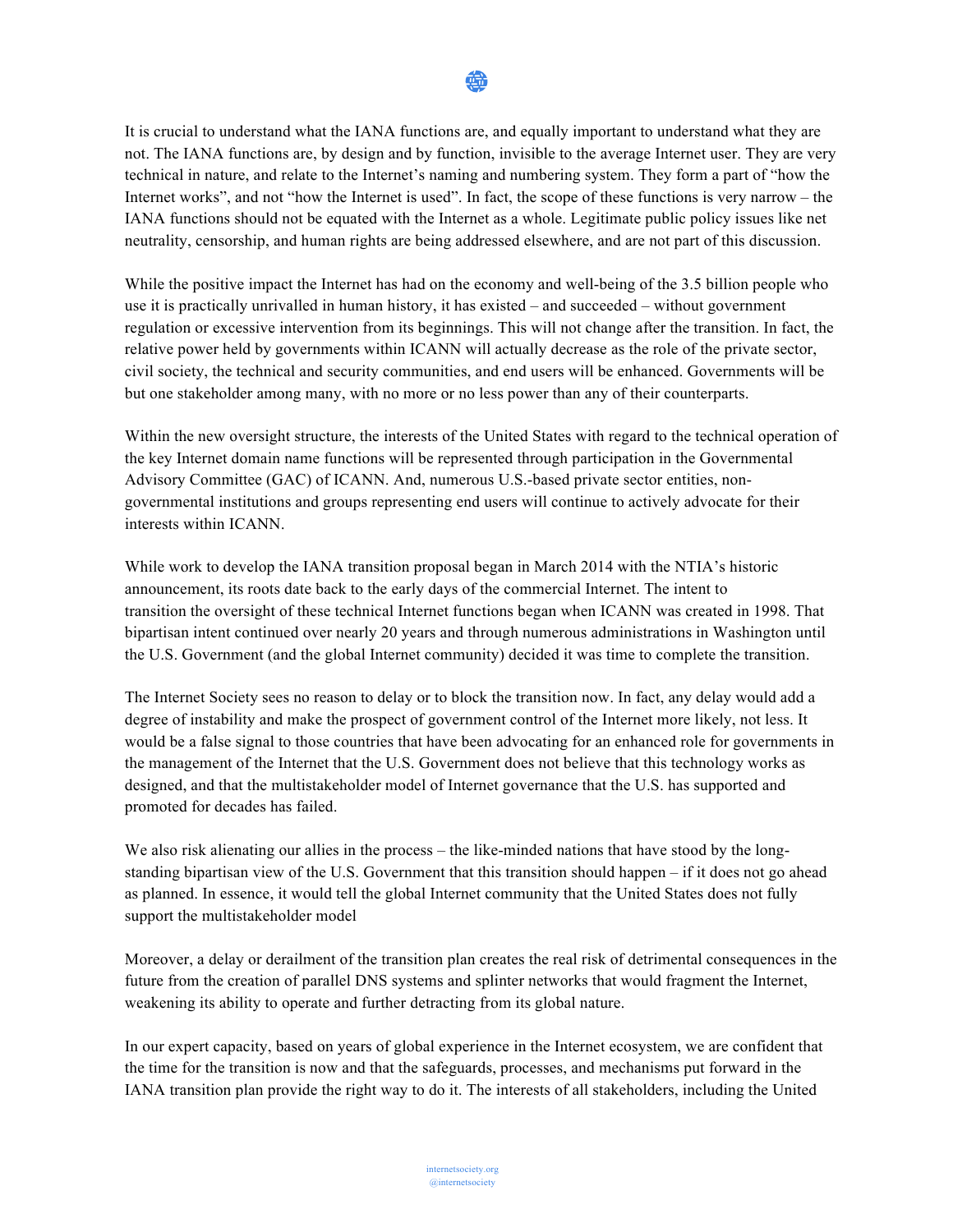It is crucial to understand what the IANA functions are, and equally important to understand what they are not. The IANA functions are, by design and by function, invisible to the average Internet user. They are very technical in nature, and relate to the Internet's naming and numbering system. They form a part of "how the Internet works", and not "how the Internet is used". In fact, the scope of these functions is very narrow – the IANA functions should not be equated with the Internet as a whole. Legitimate public policy issues like net neutrality, censorship, and human rights are being addressed elsewhere, and are not part of this discussion.

While the positive impact the Internet has had on the economy and well-being of the 3.5 billion people who use it is practically unrivalled in human history, it has existed – and succeeded – without government regulation or excessive intervention from its beginnings. This will not change after the transition. In fact, the relative power held by governments within ICANN will actually decrease as the role of the private sector, civil society, the technical and security communities, and end users will be enhanced. Governments will be but one stakeholder among many, with no more or no less power than any of their counterparts.

Within the new oversight structure, the interests of the United States with regard to the technical operation of the key Internet domain name functions will be represented through participation in the Governmental Advisory Committee (GAC) of ICANN. And, numerous U.S.-based private sector entities, non-governmental institutions and groups representing end users will continue to actively advocate for their interests within ICANN.

While work to develop the IANA transition proposal began in March 2014 with the NTIA's historic announcement, its roots date back to the early days of the commercial Internet. The intent to transition the oversight of these technical Internet functions began when ICANN was created in 1998. That bipartisan intent continued over nearly 20 years and through numerous administrations in Washington until the U.S. Government (and the global Internet community) decided it was time to complete the transition.

The Internet Society sees no reason to delay or to block the transition now. In fact, any delay would add a degree of instability and make the prospect of government control of the Internet more likely, not less. It would be a false signal to those countries that have been advocating for an enhanced role for governments in the management of the Internet that the U.S. Government does not believe that this technology works as designed, and that the multistakeholder model of Internet governance that the U.S. has supported and promoted for decades has failed.

We also risk alienating our allies in the process – the like-minded nations that have stood by the long-standing bipartisan view of the U.S. Government that this transition should happen – if it does not go ahead as planned. In essence, it would tell the global Internet community that the United States does not fully support the multistakeholder model

Moreover, a delay or derailment of the transition plan creates the real risk of detrimental consequences in the future from the creation of parallel DNS systems and splinter networks that would fragment the Internet, weakening its ability to operate and further detracting from its global nature.

In our expert capacity, based on years of global experience in the Internet ecosystem, we are confident that the time for the transition is now and that the safeguards, processes, and mechanisms put forward in the IANA transition plan provide the right way to do it. The interests of all stakeholders, including the United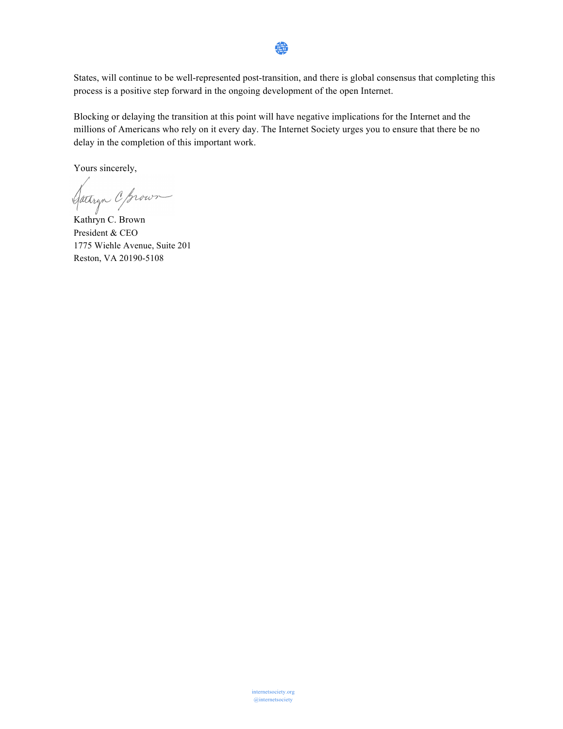States, will continue to be well-represented post-transition, and there is global consensus that completing this process is a positive step forward in the ongoing development of the open Internet.

Blocking or delaying the transition at this point will have negative implications for the Internet and the millions of Americans who rely on it every day. The Internet Society urges you to ensure that there be no delay in the completion of this important work.

Yours sincerely,

Kathryn C. Brown
President & CEO
1775 Wiehle Avenue, Suite 201
Reston, VA 20190-5108